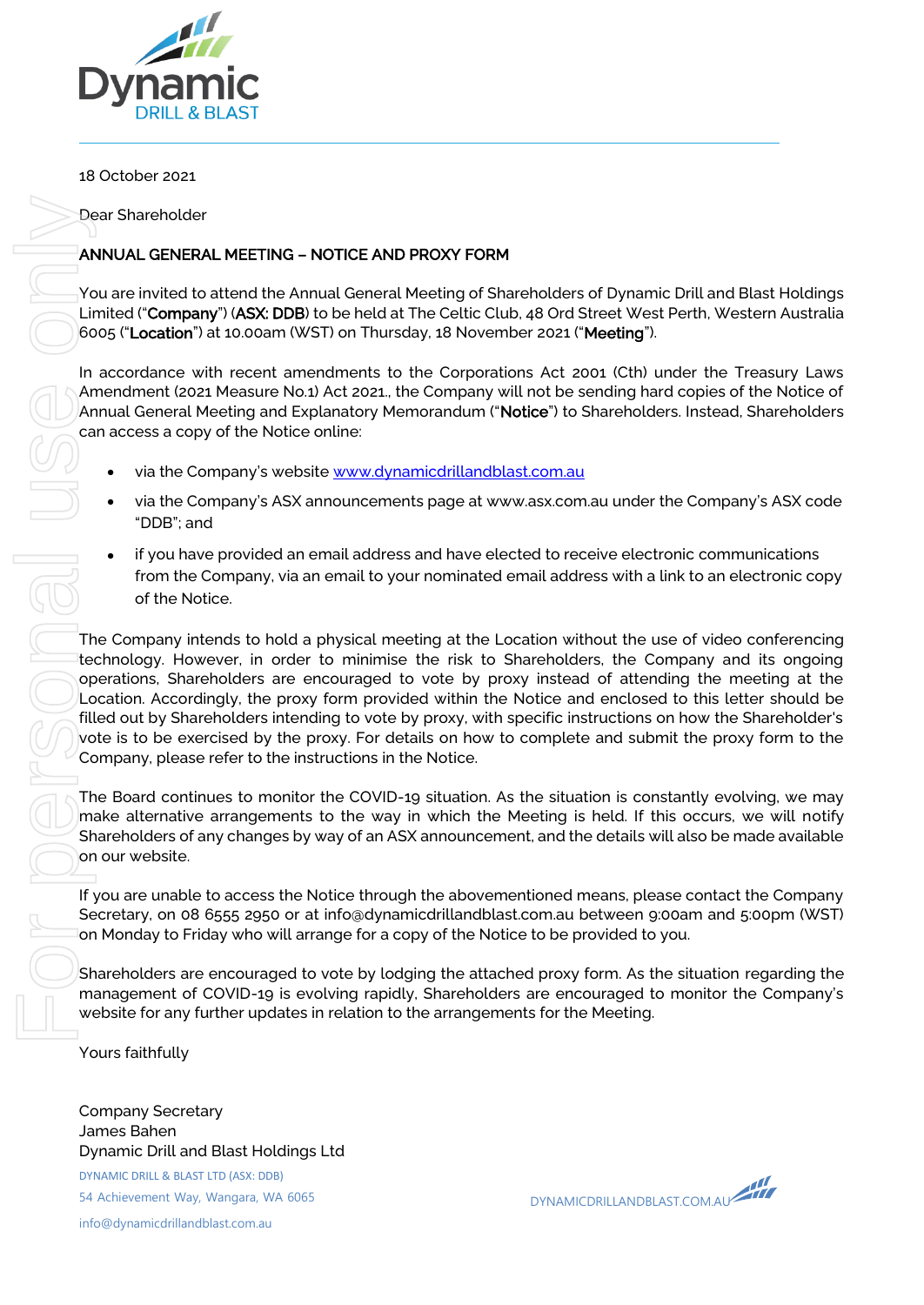18 October 2021

Dear Shareholder

**ANNUAL GENERAL MEETING – NOTICE AND PROXY FORM**

You are invited to attend the Annual General Meeting of Shareholders of Dynamic Drill and Blast Holdings Limited ("**Company**") (**ASX: DDB**) to be held at The Celtic Club, 48 Ord Street West Perth, Western Australia 6005 ("**Location**") at 10.00am (WST) on Thursday, 18 November 2021 ("**Meeting**").

In accordance with recent amendments to the Corporations Act 2001 (Cth) under the Treasury Laws Amendment (2021 Measure No.1) Act 2021., the Company will not be sending hard copies of the Notice of Annual General Meeting and Explanatory Memorandum ("**Notice**") to Shareholders. Instead, Shareholders can access a copy of the Notice online:

- via the Company's website [www.dynamicdrillandblast.com.au](www.dynamicdrillandblast.com.au)
- via the Company's ASX announcements page at www.asx.com.au under the Company's ASX code "DDB"; and
- if you have provided an email address and have elected to receive electronic communications from the Company, via an email to your nominated email address with a link to an electronic copy of the Notice.

The Company intends to hold a physical meeting at the Location without the use of video conferencing technology. However, in order to minimise the risk to Shareholders, the Company and its ongoing operations, Shareholders are encouraged to vote by proxy instead of attending the meeting at the Location. Accordingly, the proxy form provided within the Notice and enclosed to this letter should be filled out by Shareholders intending to vote by proxy, with specific instructions on how the Shareholder's vote is to be exercised by the proxy. For details on how to complete and submit the proxy form to the Company, please refer to the instructions in the Notice.

The Board continues to monitor the COVID-19 situation. As the situation is constantly evolving, we may make alternative arrangements to the way in which the Meeting is held. If this occurs, we will notify Shareholders of any changes by way of an ASX announcement, and the details will also be made available on our website.

If you are unable to access the Notice through the abovementioned means, please contact the Company Secretary, on 08 6555 2950 or at info@dynamicdrillandblast.com.au between 9:00am and 5:00pm (WST) on Monday to Friday who will arrange for a copy of the Notice to be provided to you.

Shareholders are encouraged to vote by lodging the attached proxy form. As the situation regarding the management of COVID-19 is evolving rapidly, Shareholders are encouraged to monitor the Company's website for any further updates in relation to the arrangements for the Meeting.

Yours faithfully

Company Secretary
James Bahen
Dynamic Drill and Blast Holdings Ltd

DYNAMIC DRILL & BLAST LTD (ASX: DDB)
54 Achievement Way, Wangara, WA 6065
info@dynamicdrillandblast.com.au

DYNAMICDRILLANDBLAST.COM.AU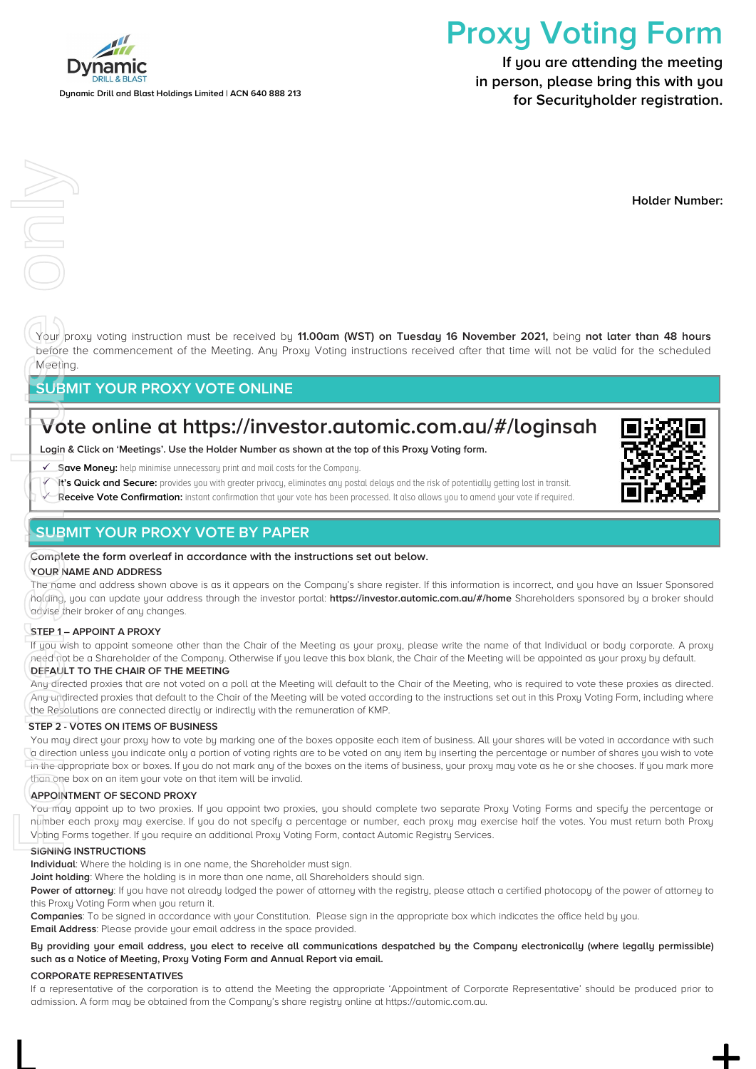Dynamic DRILL & BLAST

Dynamic Drill and Blast Holdings Limited | ACN 640 888 213

# Proxy Voting Form

**If you are attending the meeting in person, please bring this with you for Securityholder registration.**

**Holder Number:**

Your proxy voting instruction must be received by **11.00am (WST) on Tuesday 16 November 2021,** being **not later than 48 hours** before the commencement of the Meeting. Any Proxy Voting instructions received after that time will not be valid for the scheduled Meeting.

## SUBMIT YOUR PROXY VOTE ONLINE

## Vote online at https://investor.automic.com.au/#/loginsah

**Login & Click on 'Meetings'. Use the Holder Number as shown at the top of this Proxy Voting form.**

- ✓ **Save Money:** help minimise unnecessary print and mail costs for the Company.
- ✓ **It's Quick and Secure:** provides you with greater privacy, eliminates any postal delays and the risk of potentially getting lost in transit.
- ✓ **Receive Vote Confirmation:** instant confirmation that your vote has been processed. It also allows you to amend your vote if required.

## SUBMIT YOUR PROXY VOTE BY PAPER

**Complete the form overleaf in accordance with the instructions set out below.**

**YOUR NAME AND ADDRESS**

The name and address shown above is as it appears on the Company's share register. If this information is incorrect, and you have an Issuer Sponsored holding, you can update your address through the investor portal: **https://investor.automic.com.au/#/home** Shareholders sponsored by a broker should advise their broker of any changes.

**STEP 1 – APPOINT A PROXY**

If you wish to appoint someone other than the Chair of the Meeting as your proxy, please write the name of that Individual or body corporate. A proxy need not be a Shareholder of the Company. Otherwise if you leave this box blank, the Chair of the Meeting will be appointed as your proxy by default.

**DEFAULT TO THE CHAIR OF THE MEETING**

Any directed proxies that are not voted on a poll at the Meeting will default to the Chair of the Meeting, who is required to vote these proxies as directed. Any undirected proxies that default to the Chair of the Meeting will be voted according to the instructions set out in this Proxy Voting Form, including where the Resolutions are connected directly or indirectly with the remuneration of KMP.

**STEP 2 - VOTES ON ITEMS OF BUSINESS**

You may direct your proxy how to vote by marking one of the boxes opposite each item of business. All your shares will be voted in accordance with such a direction unless you indicate only a portion of voting rights are to be voted on any item by inserting the percentage or number of shares you wish to vote in the appropriate box or boxes. If you do not mark any of the boxes on the items of business, your proxy may vote as he or she chooses. If you mark more than one box on an item your vote on that item will be invalid.

**APPOINTMENT OF SECOND PROXY**

You may appoint up to two proxies. If you appoint two proxies, you should complete two separate Proxy Voting Forms and specify the percentage or number each proxy may exercise. If you do not specify a percentage or number, each proxy may exercise half the votes. You must return both Proxy Voting Forms together. If you require an additional Proxy Voting Form, contact Automic Registry Services.

**SIGNING INSTRUCTIONS**

**Individual**: Where the holding is in one name, the Shareholder must sign.

**Joint holding**: Where the holding is in more than one name, all Shareholders should sign.

**Power of attorney**: If you have not already lodged the power of attorney with the registry, please attach a certified photocopy of the power of attorney to this Proxy Voting Form when you return it.

**Companies**: To be signed in accordance with your Constitution. Please sign in the appropriate box which indicates the office held by you.

**Email Address**: Please provide your email address in the space provided.

**By providing your email address, you elect to receive all communications despatched by the Company electronically (where legally permissible) such as a Notice of Meeting, Proxy Voting Form and Annual Report via email.**

**CORPORATE REPRESENTATIVES**

If a representative of the corporation is to attend the Meeting the appropriate 'Appointment of Corporate Representative' should be produced prior to admission. A form may be obtained from the Company's share registry online at https://automic.com.au.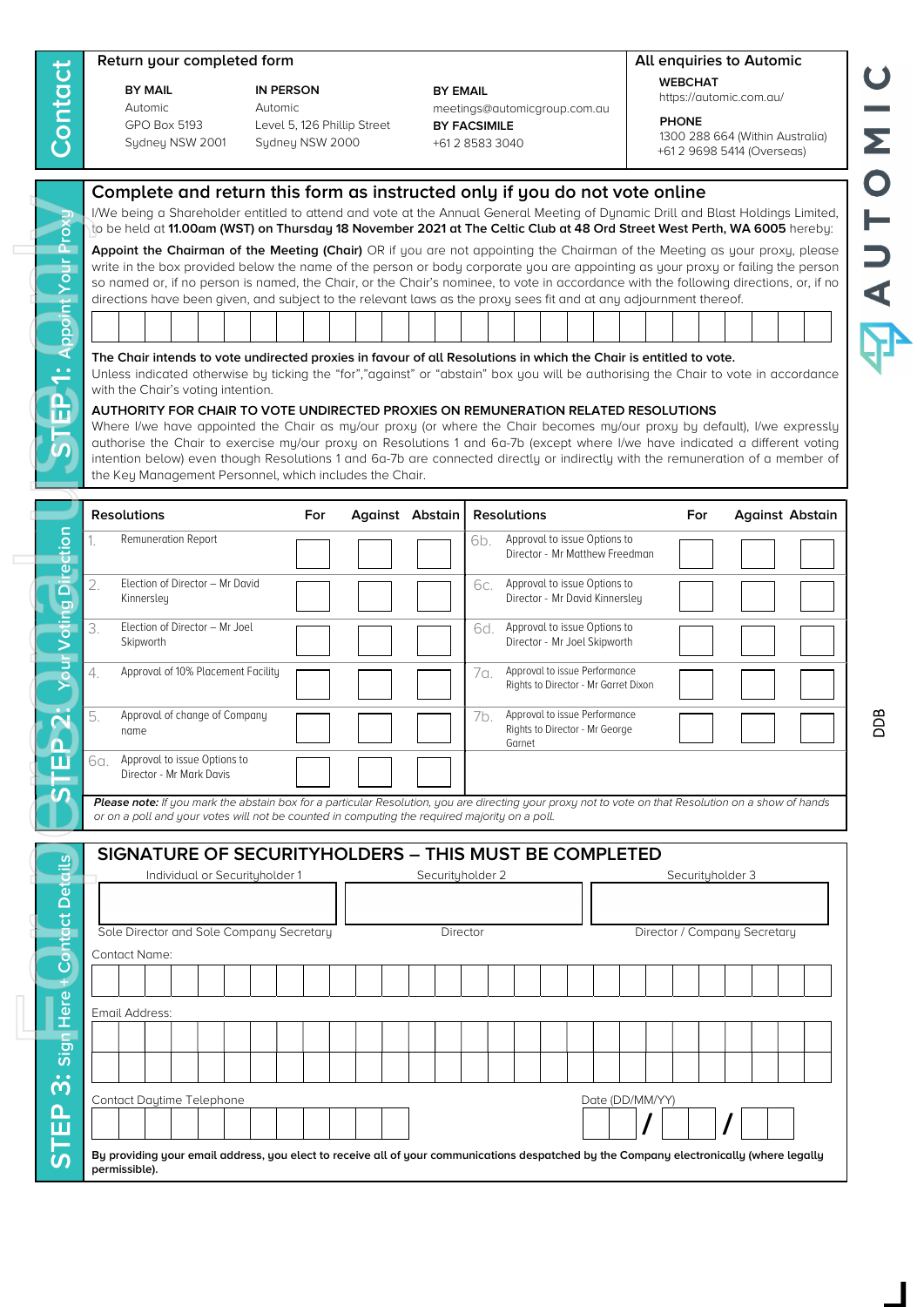## Contact

**Return your completed form**

**BY MAIL**
Automic
GPO Box 5193
Sydney NSW 2001

**IN PERSON**
Automic
Level 5, 126 Phillip Street
Sydney NSW 2000

**BY EMAIL**
meetings@automicgroup.com.au

**BY FACSIMILE**
+61 2 8583 3040

**All enquiries to Automic**

**WEBCHAT**
https://automic.com.au/

**PHONE**
1300 288 664 (Within Australia)
+61 2 9698 5414 (Overseas)

AUTOMIC

## STEP 1: Appoint Your Proxy

### Complete and return this form as instructed only if you do not vote online

I/We being a Shareholder entitled to attend and vote at the Annual General Meeting of Dynamic Drill and Blast Holdings Limited, to be held at **11.00am (WST) on Thursday 18 November 2021 at The Celtic Club at 48 Ord Street West Perth, WA 6005** hereby:

**Appoint the Chairman of the Meeting (Chair)** OR if you are not appointing the Chairman of the Meeting as your proxy, please write in the box provided below the name of the person or body corporate you are appointing as your proxy or failing the person so named or, if no person is named, the Chair, or the Chair's nominee, to vote in accordance with the following directions, or, if no directions have been given, and subject to the relevant laws as the proxy sees fit and at any adjournment thereof.

**The Chair intends to vote undirected proxies in favour of all Resolutions in which the Chair is entitled to vote.**
Unless indicated otherwise by ticking the "for","against" or "abstain" box you will be authorising the Chair to vote in accordance with the Chair's voting intention.

**AUTHORITY FOR CHAIR TO VOTE UNDIRECTED PROXIES ON REMUNERATION RELATED RESOLUTIONS**
Where I/we have appointed the Chair as my/our proxy (or where the Chair becomes my/our proxy by default), I/we expressly authorise the Chair to exercise my/our proxy on Resolutions 1 and 6a-7b (except where I/we have indicated a different voting intention below) even though Resolutions 1 and 6a-7b are connected directly or indirectly with the remuneration of a member of the Key Management Personnel, which includes the Chair.

## STEP 2: Your Voting Direction

| Resolutions | For | Against | Abstain | Resolutions | For | Against | Abstain |
|---|---|---|---|---|---|---|---|
| 1. Remuneration Report | | | | 6b. Approval to issue Options to Director - Mr Matthew Freedman | | | |
| 2. Election of Director – Mr David Kinnersley | | | | 6c. Approval to issue Options to Director - Mr David Kinnersley | | | |
| 3. Election of Director – Mr Joel Skipworth | | | | 6d. Approval to issue Options to Director - Mr Joel Skipworth | | | |
| 4. Approval of 10% Placement Facility | | | | 7a. Approval to issue Performance Rights to Director - Mr Garret Dixon | | | |
| 5. Approval of change of Company name | | | | 7b. Approval to issue Performance Rights to Director - Mr George Garnet | | | |
| 6a. Approval to issue Options to Director - Mr Mark Davis | | | | | | | |

***Please note:*** *If you mark the abstain box for a particular Resolution, you are directing your proxy not to vote on that Resolution on a show of hands or on a poll and your votes will not be counted in computing the required majority on a poll.*

## STEP 3: Sign Here + Contact Details

### SIGNATURE OF SECURITYHOLDERS – THIS MUST BE COMPLETED

| Individual or Securityholder 1 | Securityholder 2 | Securityholder 3 |
|---|---|---|
| | | |
| Sole Director and Sole Company Secretary | Director | Director / Company Secretary |

Contact Name:

Email Address:

Contact Daytime Telephone

Date (DD/MM/YY) / /

**By providing your email address, you elect to receive all of your communications despatched by the Company electronically (where legally permissible).**

DDB